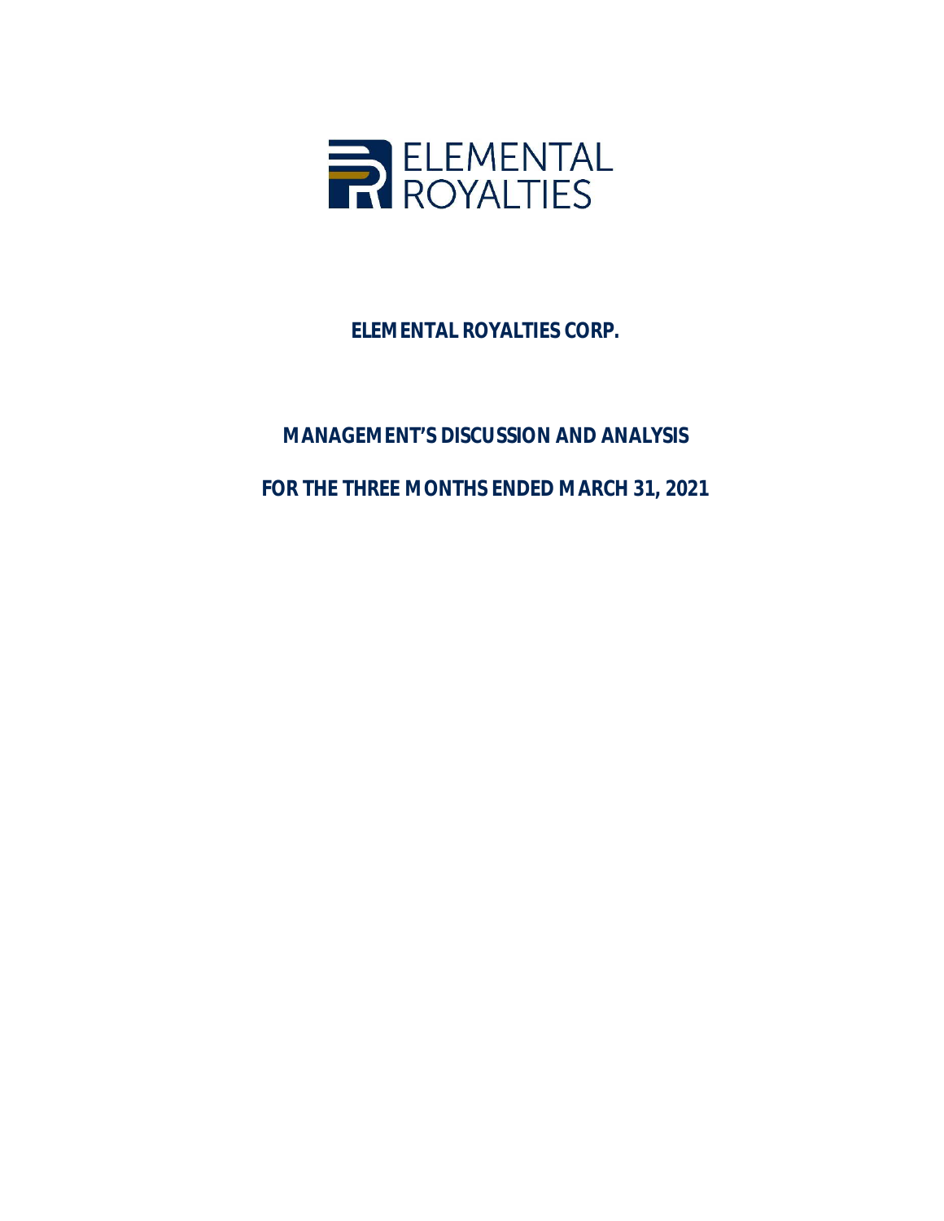ELEMENTAL ROYALTIES

# ELEMENTAL ROYALTIES CORP.

## MANAGEMENT'S DISCUSSION AND ANALYSIS

## FOR THE THREE MONTHS ENDED MARCH 31, 2021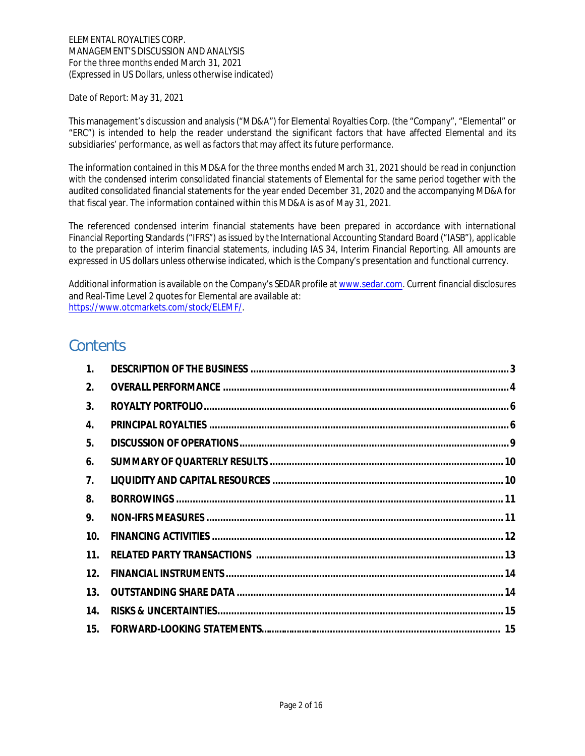ELEMENTAL ROYALTIES CORP.
MANAGEMENT'S DISCUSSION AND ANALYSIS
For the three months ended March 31, 2021
(Expressed in US Dollars, unless otherwise indicated)

Date of Report: May 31, 2021

This management's discussion and analysis ("MD&A") for Elemental Royalties Corp. (the "Company", "Elemental" or "ERC") is intended to help the reader understand the significant factors that have affected Elemental and its subsidiaries' performance, as well as factors that may affect its future performance.

The information contained in this MD&A for the three months ended March 31, 2021 should be read in conjunction with the condensed interim consolidated financial statements of Elemental for the same period together with the audited consolidated financial statements for the year ended December 31, 2020 and the accompanying MD&A for that fiscal year. The information contained within this MD&A is as of May 31, 2021.

The referenced condensed interim financial statements have been prepared in accordance with international Financial Reporting Standards ("IFRS") as issued by the International Accounting Standard Board ("IASB"), applicable to the preparation of interim financial statements, including IAS 34, Interim Financial Reporting. All amounts are expressed in US dollars unless otherwise indicated, which is the Company's presentation and functional currency.

Additional information is available on the Company's SEDAR profile at [www.sedar.com](www.sedar.com). Current financial disclosures and Real-Time Level 2 quotes for Elemental are available at: [https://www.otcmarkets.com/stock/ELEMF/](https://www.otcmarkets.com/stock/ELEMF/).

# Contents

| | | |
|---|---|---|
| 1. | DESCRIPTION OF THE BUSINESS | 3 |
| 2. | OVERALL PERFORMANCE | 4 |
| 3. | ROYALTY PORTFOLIO | 6 |
| 4. | PRINCIPAL ROYALTIES | 6 |
| 5. | DISCUSSION OF OPERATIONS | 9 |
| 6. | SUMMARY OF QUARTERLY RESULTS | 10 |
| 7. | LIQUIDITY AND CAPITAL RESOURCES | 10 |
| 8. | BORROWINGS | 11 |
| 9. | NON-IFRS MEASURES | 11 |
| 10. | FINANCING ACTIVITIES | 12 |
| 11. | RELATED PARTY TRANSACTIONS | 13 |
| 12. | FINANCIAL INSTRUMENTS | 14 |
| 13. | OUTSTANDING SHARE DATA | 14 |
| 14. | RISKS & UNCERTAINTIES | 15 |
| 15. | FORWARD-LOOKING STATEMENTS | 15 |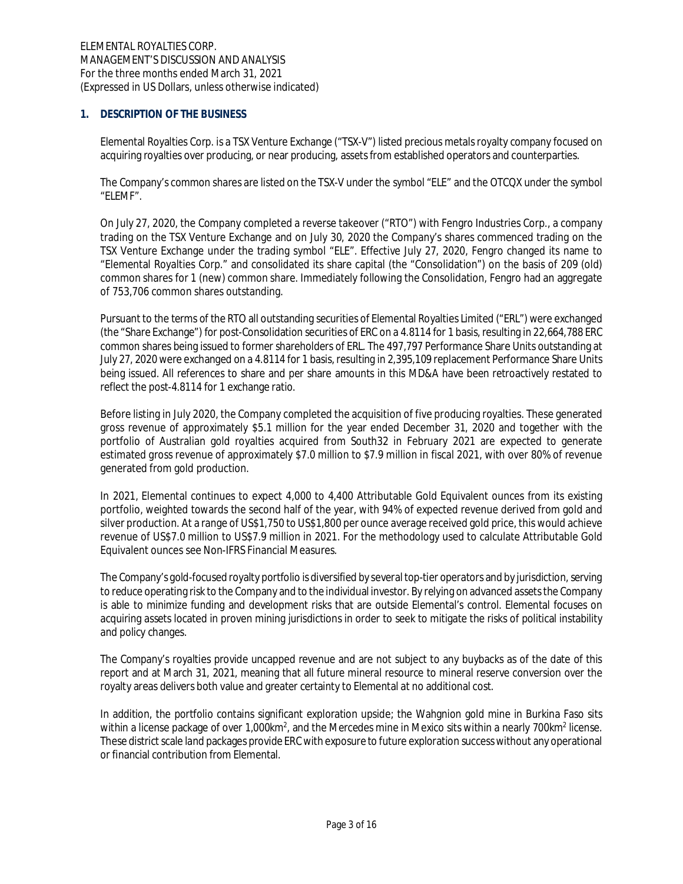## 1. DESCRIPTION OF THE BUSINESS

Elemental Royalties Corp. is a TSX Venture Exchange ("TSX-V") listed precious metals royalty company focused on acquiring royalties over producing, or near producing, assets from established operators and counterparties.

The Company's common shares are listed on the TSX-V under the symbol "ELE" and the OTCQX under the symbol "ELEMF".

On July 27, 2020, the Company completed a reverse takeover ("RTO") with Fengro Industries Corp., a company trading on the TSX Venture Exchange and on July 30, 2020 the Company's shares commenced trading on the TSX Venture Exchange under the trading symbol "ELE". Effective July 27, 2020, Fengro changed its name to "Elemental Royalties Corp." and consolidated its share capital (the "Consolidation") on the basis of 209 (old) common shares for 1 (new) common share. Immediately following the Consolidation, Fengro had an aggregate of 753,706 common shares outstanding.

Pursuant to the terms of the RTO all outstanding securities of Elemental Royalties Limited ("ERL") were exchanged (the "Share Exchange") for post-Consolidation securities of ERC on a 4.8114 for 1 basis, resulting in 22,664,788 ERC common shares being issued to former shareholders of ERL. The 497,797 Performance Share Units outstanding at July 27, 2020 were exchanged on a 4.8114 for 1 basis, resulting in 2,395,109 replacement Performance Share Units being issued. All references to share and per share amounts in this MD&A have been retroactively restated to reflect the post-4.8114 for 1 exchange ratio.

Before listing in July 2020, the Company completed the acquisition of five producing royalties. These generated gross revenue of approximately $5.1 million for the year ended December 31, 2020 and together with the portfolio of Australian gold royalties acquired from South32 in February 2021 are expected to generate estimated gross revenue of approximately $7.0 million to $7.9 million in fiscal 2021, with over 80% of revenue generated from gold production.

In 2021, Elemental continues to expect 4,000 to 4,400 Attributable Gold Equivalent ounces from its existing portfolio, weighted towards the second half of the year, with 94% of expected revenue derived from gold and silver production. At a range of US$1,750 to US$1,800 per ounce average received gold price, this would achieve revenue of US$7.0 million to US$7.9 million in 2021. For the methodology used to calculate Attributable Gold Equivalent ounces see Non-IFRS Financial Measures.

The Company's gold-focused royalty portfolio is diversified by several top-tier operators and by jurisdiction, serving to reduce operating risk to the Company and to the individual investor. By relying on advanced assets the Company is able to minimize funding and development risks that are outside Elemental's control. Elemental focuses on acquiring assets located in proven mining jurisdictions in order to seek to mitigate the risks of political instability and policy changes.

The Company's royalties provide uncapped revenue and are not subject to any buybacks as of the date of this report and at March 31, 2021, meaning that all future mineral resource to mineral reserve conversion over the royalty areas delivers both value and greater certainty to Elemental at no additional cost.

In addition, the portfolio contains significant exploration upside; the Wahgnion gold mine in Burkina Faso sits within a license package of over 1,000km$^2$, and the Mercedes mine in Mexico sits within a nearly 700km$^2$ license. These district scale land packages provide ERC with exposure to future exploration success without any operational or financial contribution from Elemental.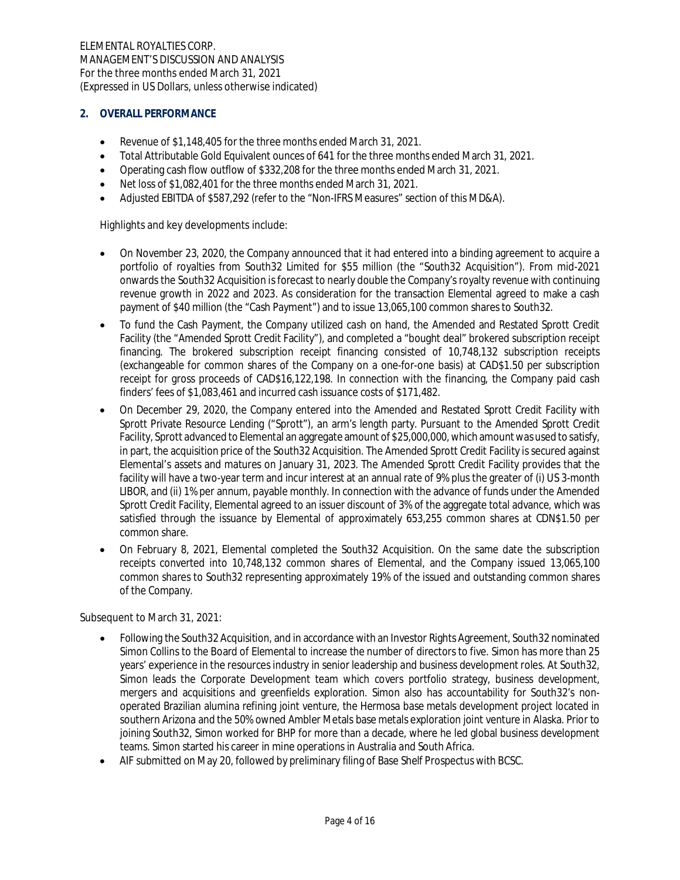## 2. OVERALL PERFORMANCE

- Revenue of $1,148,405 for the three months ended March 31, 2021.
- Total Attributable Gold Equivalent ounces of 641 for the three months ended March 31, 2021.
- Operating cash flow outflow of $332,208 for the three months ended March 31, 2021.
- Net loss of $1,082,401 for the three months ended March 31, 2021.
- Adjusted EBITDA of $587,292 (refer to the "Non-IFRS Measures" section of this MD&A).

Highlights and key developments include:

- On November 23, 2020, the Company announced that it had entered into a binding agreement to acquire a portfolio of royalties from South32 Limited for $55 million (the "South32 Acquisition"). From mid-2021 onwards the South32 Acquisition is forecast to nearly double the Company's royalty revenue with continuing revenue growth in 2022 and 2023. As consideration for the transaction Elemental agreed to make a cash payment of $40 million (the "Cash Payment") and to issue 13,065,100 common shares to South32.
- To fund the Cash Payment, the Company utilized cash on hand, the Amended and Restated Sprott Credit Facility (the "Amended Sprott Credit Facility"), and completed a "bought deal" brokered subscription receipt financing. The brokered subscription receipt financing consisted of 10,748,132 subscription receipts (exchangeable for common shares of the Company on a one-for-one basis) at CAD$1.50 per subscription receipt for gross proceeds of CAD$16,122,198. In connection with the financing, the Company paid cash finders' fees of $1,083,461 and incurred cash issuance costs of $171,482.
- On December 29, 2020, the Company entered into the Amended and Restated Sprott Credit Facility with Sprott Private Resource Lending ("Sprott"), an arm's length party. Pursuant to the Amended Sprott Credit Facility, Sprott advanced to Elemental an aggregate amount of $25,000,000, which amount was used to satisfy, in part, the acquisition price of the South32 Acquisition. The Amended Sprott Credit Facility is secured against Elemental's assets and matures on January 31, 2023. The Amended Sprott Credit Facility provides that the facility will have a two-year term and incur interest at an annual rate of 9% plus the greater of (i) US 3-month LIBOR, and (ii) 1% per annum, payable monthly. In connection with the advance of funds under the Amended Sprott Credit Facility, Elemental agreed to an issuer discount of 3% of the aggregate total advance, which was satisfied through the issuance by Elemental of approximately 653,255 common shares at CDN$1.50 per common share.
- On February 8, 2021, Elemental completed the South32 Acquisition. On the same date the subscription receipts converted into 10,748,132 common shares of Elemental, and the Company issued 13,065,100 common shares to South32 representing approximately 19% of the issued and outstanding common shares of the Company.

Subsequent to March 31, 2021:

- Following the South32 Acquisition, and in accordance with an Investor Rights Agreement, South32 nominated Simon Collins to the Board of Elemental to increase the number of directors to five. Simon has more than 25 years' experience in the resources industry in senior leadership and business development roles. At South32, Simon leads the Corporate Development team which covers portfolio strategy, business development, mergers and acquisitions and greenfields exploration. Simon also has accountability for South32's non-operated Brazilian alumina refining joint venture, the Hermosa base metals development project located in southern Arizona and the 50% owned Ambler Metals base metals exploration joint venture in Alaska. Prior to joining South32, Simon worked for BHP for more than a decade, where he led global business development teams. Simon started his career in mine operations in Australia and South Africa.
- AIF submitted on May 20, followed by preliminary filing of Base Shelf Prospectus with BCSC.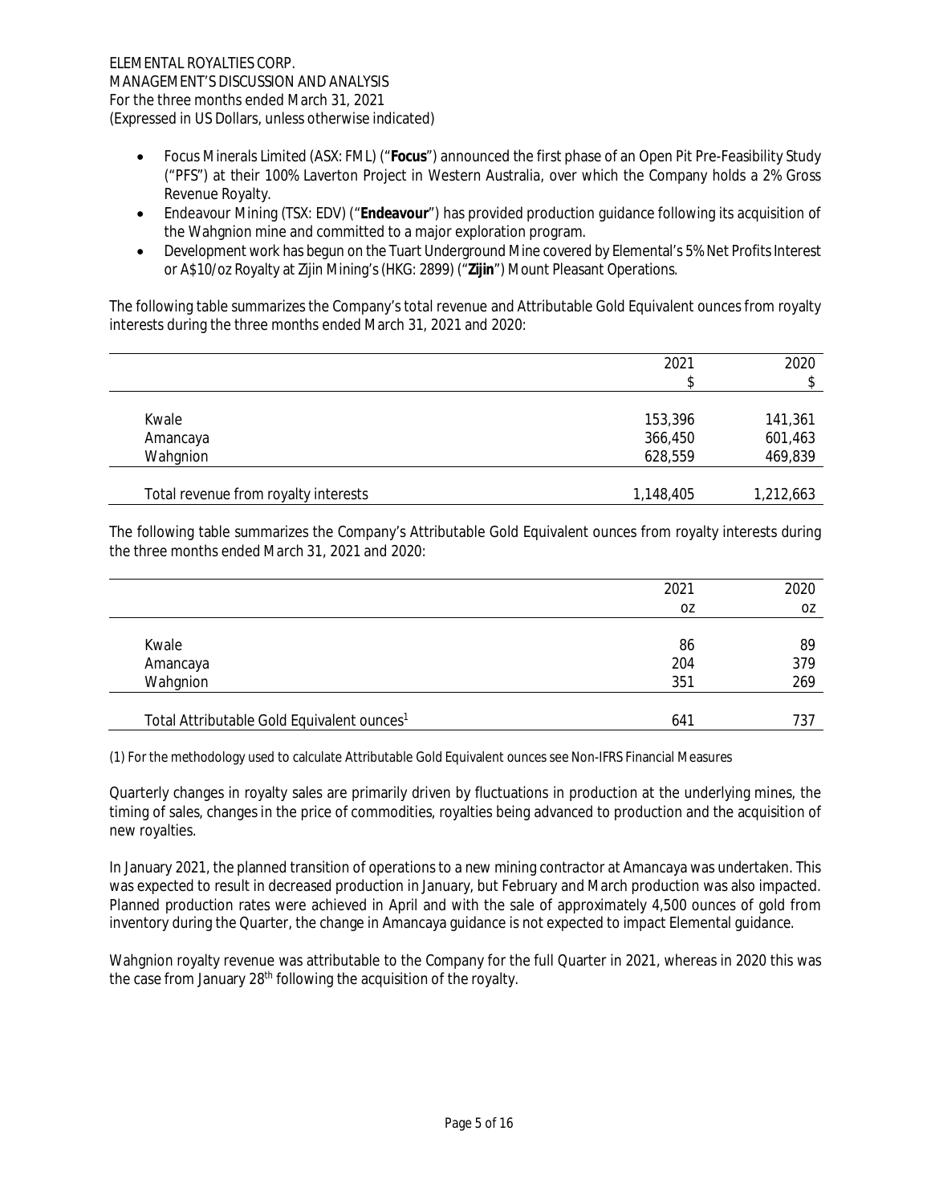- Focus Minerals Limited (ASX: FML) ("**Focus**") announced the first phase of an Open Pit Pre-Feasibility Study ("PFS") at their 100% Laverton Project in Western Australia, over which the Company holds a 2% Gross Revenue Royalty.
- Endeavour Mining (TSX: EDV) ("**Endeavour**") has provided production guidance following its acquisition of the Wahgnion mine and committed to a major exploration program.
- Development work has begun on the Tuart Underground Mine covered by Elemental's 5% Net Profits Interest or A$10/oz Royalty at Zijin Mining's (HKG: 2899) ("**Zijin**") Mount Pleasant Operations.

The following table summarizes the Company's total revenue and Attributable Gold Equivalent ounces from royalty interests during the three months ended March 31, 2021 and 2020:

| | 2021 | 2020 |
|---|---|---|
| | $ | $ |
| Kwale | 153,396 | 141,361 |
| Amancaya | 366,450 | 601,463 |
| Wahgnion | 628,559 | 469,839 |
| Total revenue from royalty interests | 1,148,405 | 1,212,663 |

The following table summarizes the Company's Attributable Gold Equivalent ounces from royalty interests during the three months ended March 31, 2021 and 2020:

| | 2021 | 2020 |
|---|---|---|
| | oz | oz |
| Kwale | 86 | 89 |
| Amancaya | 204 | 379 |
| Wahgnion | 351 | 269 |
| Total Attributable Gold Equivalent ounces[1] | 641 | 737 |

(1) For the methodology used to calculate Attributable Gold Equivalent ounces see Non-IFRS Financial Measures

Quarterly changes in royalty sales are primarily driven by fluctuations in production at the underlying mines, the timing of sales, changes in the price of commodities, royalties being advanced to production and the acquisition of new royalties.

In January 2021, the planned transition of operations to a new mining contractor at Amancaya was undertaken. This was expected to result in decreased production in January, but February and March production was also impacted. Planned production rates were achieved in April and with the sale of approximately 4,500 ounces of gold from inventory during the Quarter, the change in Amancaya guidance is not expected to impact Elemental guidance.

Wahgnion royalty revenue was attributable to the Company for the full Quarter in 2021, whereas in 2020 this was the case from January 28th following the acquisition of the royalty.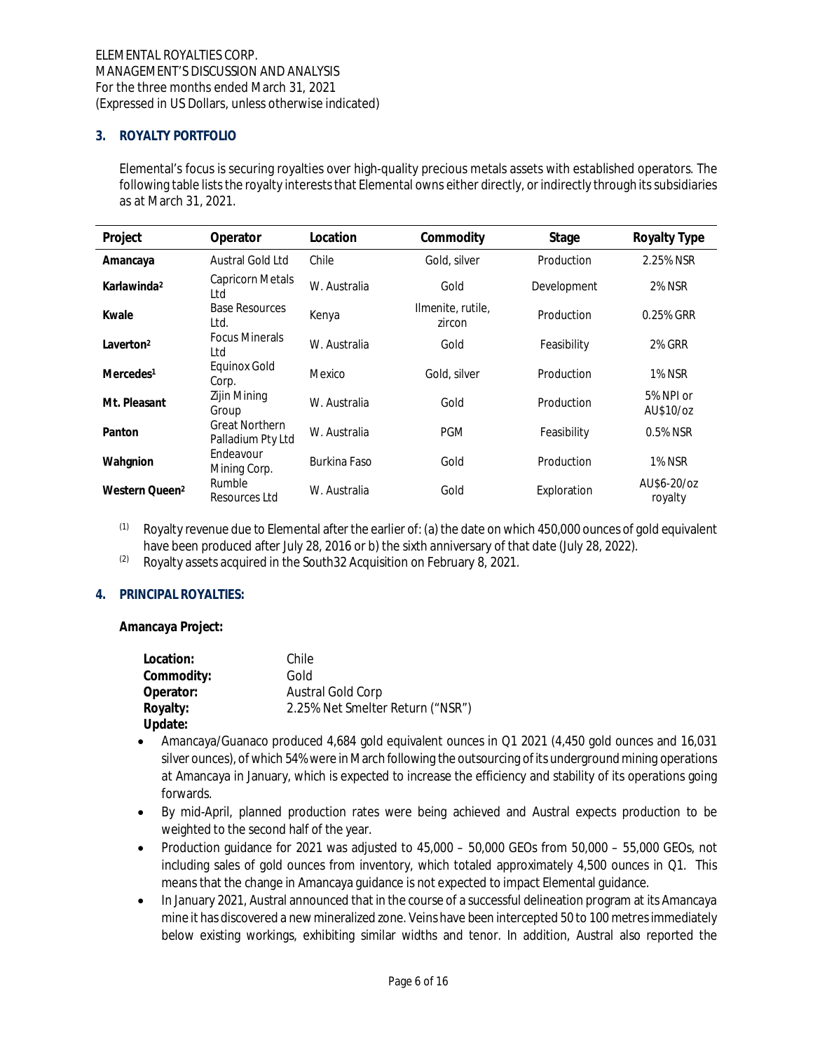## 3. ROYALTY PORTFOLIO

Elemental's focus is securing royalties over high-quality precious metals assets with established operators. The following table lists the royalty interests that Elemental owns either directly, or indirectly through its subsidiaries as at March 31, 2021.

| Project | Operator | Location | Commodity | Stage | Royalty Type |
|---|---|---|---|---|---|
| **Amancaya** | Austral Gold Ltd | Chile | Gold, silver | Production | 2.25% NSR |
| **Karlawinda**[2] | Capricorn Metals Ltd | W. Australia | Gold | Development | 2% NSR |
| **Kwale** | Base Resources Ltd. | Kenya | Ilmenite, rutile, zircon | Production | 0.25% GRR |
| **Laverton**[2] | Focus Minerals Ltd | W. Australia | Gold | Feasibility | 2% GRR |
| **Mercedes**[1] | Equinox Gold Corp. | Mexico | Gold, silver | Production | 1% NSR |
| **Mt. Pleasant** | Zijin Mining Group | W. Australia | Gold | Production | 5% NPI or AU$10/oz |
| **Panton** | Great Northern Palladium Pty Ltd | W. Australia | PGM | Feasibility | 0.5% NSR |
| **Wahgnion** | Endeavour Mining Corp. | Burkina Faso | Gold | Production | 1% NSR |
| **Western Queen**[2] | Rumble Resources Ltd | W. Australia | Gold | Exploration | AU$6-20/oz royalty |

(1) Royalty revenue due to Elemental after the earlier of: (a) the date on which 450,000 ounces of gold equivalent have been produced after July 28, 2016 or b) the sixth anniversary of that date (July 28, 2022).

(2) Royalty assets acquired in the South32 Acquisition on February 8, 2021.

## 4. PRINCIPAL ROYALTIES:

**Amancaya Project:**

**Location:** Chile
**Commodity:** Gold
**Operator:** Austral Gold Corp
**Royalty:** 2.25% Net Smelter Return ("NSR")
**Update:**

- Amancaya/Guanaco produced 4,684 gold equivalent ounces in Q1 2021 (4,450 gold ounces and 16,031 silver ounces), of which 54% were in March following the outsourcing of its underground mining operations at Amancaya in January, which is expected to increase the efficiency and stability of its operations going forwards.
- By mid-April, planned production rates were being achieved and Austral expects production to be weighted to the second half of the year.
- Production guidance for 2021 was adjusted to 45,000 – 50,000 GEOs from 50,000 – 55,000 GEOs, not including sales of gold ounces from inventory, which totaled approximately 4,500 ounces in Q1. This means that the change in Amancaya guidance is not expected to impact Elemental guidance.
- In January 2021, Austral announced that in the course of a successful delineation program at its Amancaya mine it has discovered a new mineralized zone. Veins have been intercepted 50 to 100 metres immediately below existing workings, exhibiting similar widths and tenor. In addition, Austral also reported the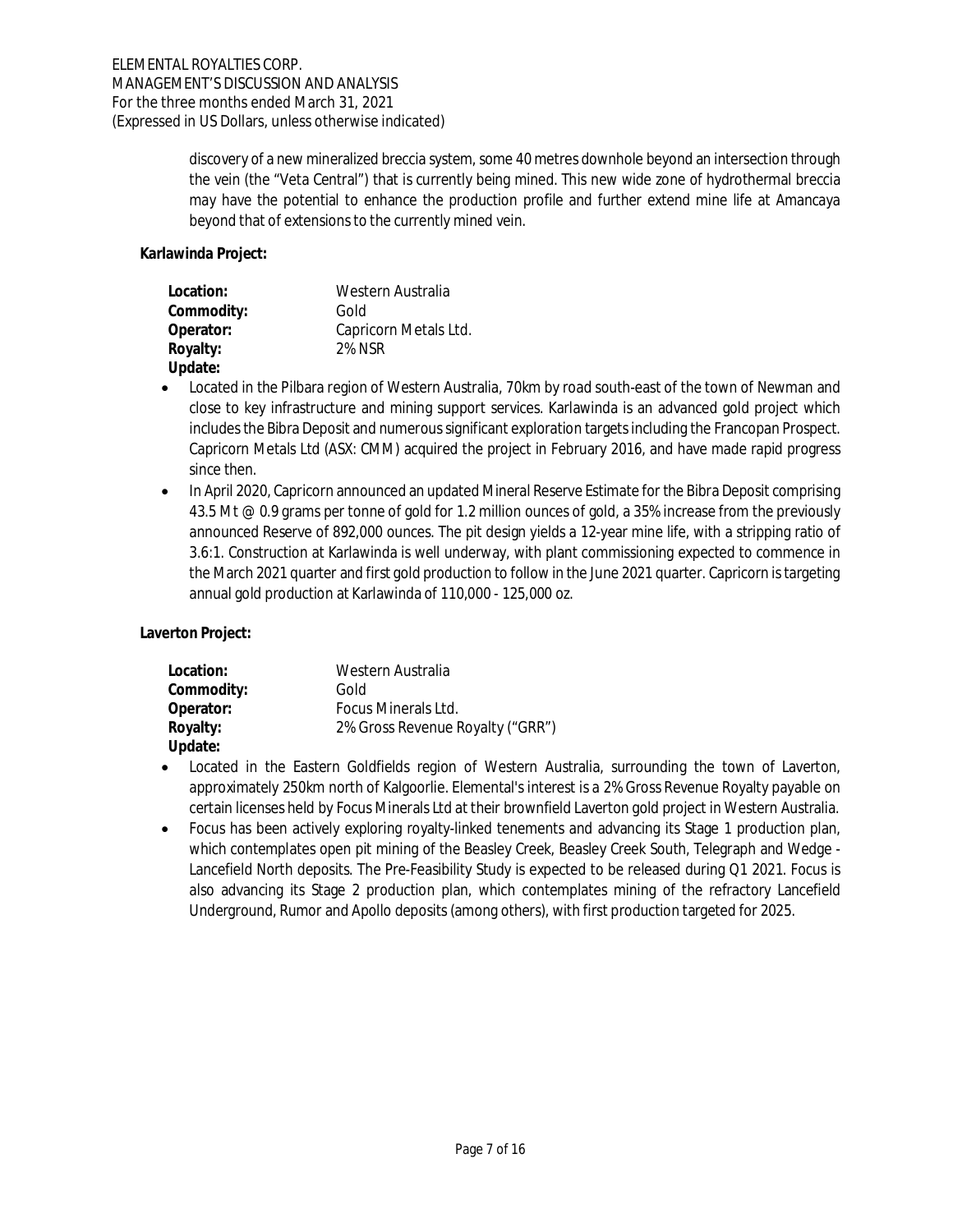discovery of a new mineralized breccia system, some 40 metres downhole beyond an intersection through the vein (the "Veta Central") that is currently being mined. This new wide zone of hydrothermal breccia may have the potential to enhance the production profile and further extend mine life at Amancaya beyond that of extensions to the currently mined vein.

**Karlawinda Project:**

**Location:** Western Australia
**Commodity:** Gold
**Operator:** Capricorn Metals Ltd.
**Royalty:** 2% NSR
**Update:**

- Located in the Pilbara region of Western Australia, 70km by road south-east of the town of Newman and close to key infrastructure and mining support services. Karlawinda is an advanced gold project which includes the Bibra Deposit and numerous significant exploration targets including the Francopan Prospect. Capricorn Metals Ltd (ASX: CMM) acquired the project in February 2016, and have made rapid progress since then.
- In April 2020, Capricorn announced an updated Mineral Reserve Estimate for the Bibra Deposit comprising 43.5 Mt @ 0.9 grams per tonne of gold for 1.2 million ounces of gold, a 35% increase from the previously announced Reserve of 892,000 ounces. The pit design yields a 12-year mine life, with a stripping ratio of 3.6:1. Construction at Karlawinda is well underway, with plant commissioning expected to commence in the March 2021 quarter and first gold production to follow in the June 2021 quarter. Capricorn is targeting annual gold production at Karlawinda of 110,000 - 125,000 oz.

**Laverton Project:**

**Location:** Western Australia
**Commodity:** Gold
**Operator:** Focus Minerals Ltd.
**Royalty:** 2% Gross Revenue Royalty ("GRR")
**Update:**

- Located in the Eastern Goldfields region of Western Australia, surrounding the town of Laverton, approximately 250km north of Kalgoorlie. Elemental's interest is a 2% Gross Revenue Royalty payable on certain licenses held by Focus Minerals Ltd at their brownfield Laverton gold project in Western Australia.
- Focus has been actively exploring royalty-linked tenements and advancing its Stage 1 production plan, which contemplates open pit mining of the Beasley Creek, Beasley Creek South, Telegraph and Wedge - Lancefield North deposits. The Pre-Feasibility Study is expected to be released during Q1 2021. Focus is also advancing its Stage 2 production plan, which contemplates mining of the refractory Lancefield Underground, Rumor and Apollo deposits (among others), with first production targeted for 2025.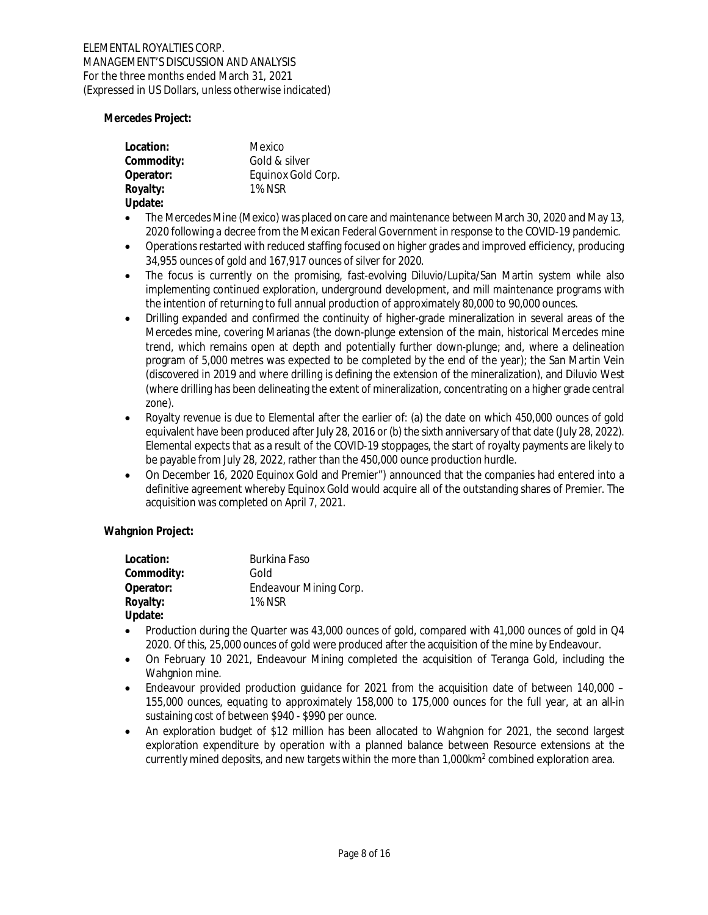**Mercedes Project:**

| | |
|---|---|
| **Location:** | Mexico |
| **Commodity:** | Gold & silver |
| **Operator:** | Equinox Gold Corp. |
| **Royalty:** | 1% NSR |

**Update:**

- The Mercedes Mine (Mexico) was placed on care and maintenance between March 30, 2020 and May 13, 2020 following a decree from the Mexican Federal Government in response to the COVID-19 pandemic.
- Operations restarted with reduced staffing focused on higher grades and improved efficiency, producing 34,955 ounces of gold and 167,917 ounces of silver for 2020.
- The focus is currently on the promising, fast-evolving Diluvio/Lupita/San Martin system while also implementing continued exploration, underground development, and mill maintenance programs with the intention of returning to full annual production of approximately 80,000 to 90,000 ounces.
- Drilling expanded and confirmed the continuity of higher-grade mineralization in several areas of the Mercedes mine, covering Marianas (the down-plunge extension of the main, historical Mercedes mine trend, which remains open at depth and potentially further down-plunge; and, where a delineation program of 5,000 metres was expected to be completed by the end of the year); the San Martin Vein (discovered in 2019 and where drilling is defining the extension of the mineralization), and Diluvio West (where drilling has been delineating the extent of mineralization, concentrating on a higher grade central zone).
- Royalty revenue is due to Elemental after the earlier of: (a) the date on which 450,000 ounces of gold equivalent have been produced after July 28, 2016 or (b) the sixth anniversary of that date (July 28, 2022). Elemental expects that as a result of the COVID-19 stoppages, the start of royalty payments are likely to be payable from July 28, 2022, rather than the 450,000 ounce production hurdle.
- On December 16, 2020 Equinox Gold and Premier") announced that the companies had entered into a definitive agreement whereby Equinox Gold would acquire all of the outstanding shares of Premier. The acquisition was completed on April 7, 2021.

**Wahgnion Project:**

| | |
|---|---|
| **Location:** | Burkina Faso |
| **Commodity:** | Gold |
| **Operator:** | Endeavour Mining Corp. |
| **Royalty:** | 1% NSR |

**Update:**

- Production during the Quarter was 43,000 ounces of gold, compared with 41,000 ounces of gold in Q4 2020. Of this, 25,000 ounces of gold were produced after the acquisition of the mine by Endeavour.
- On February 10 2021, Endeavour Mining completed the acquisition of Teranga Gold, including the Wahgnion mine.
- Endeavour provided production guidance for 2021 from the acquisition date of between 140,000 – 155,000 ounces, equating to approximately 158,000 to 175,000 ounces for the full year, at an all-in sustaining cost of between $940 - $990 per ounce.
- An exploration budget of $12 million has been allocated to Wahgnion for 2021, the second largest exploration expenditure by operation with a planned balance between Resource extensions at the currently mined deposits, and new targets within the more than 1,000km$^2$ combined exploration area.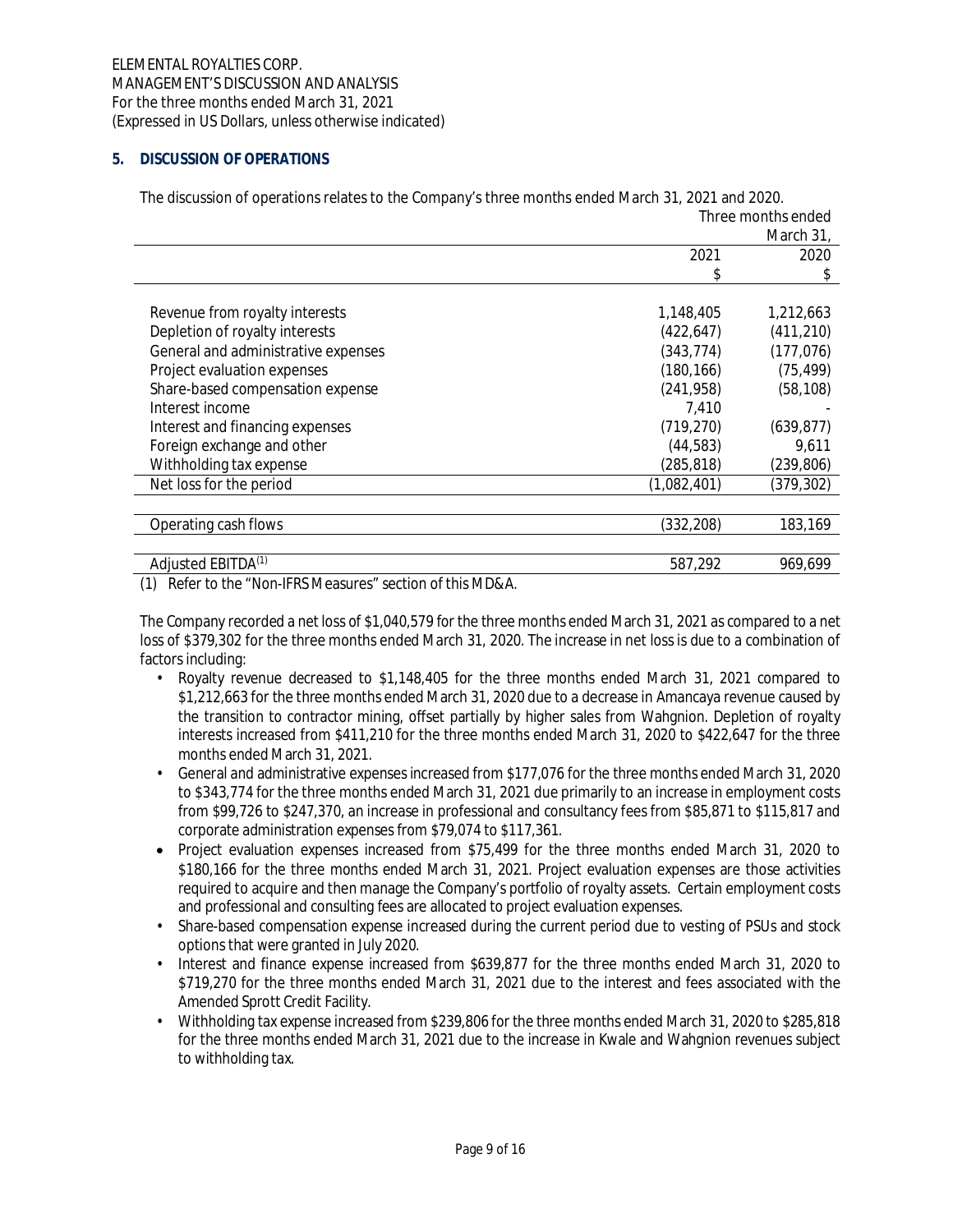ELEMENTAL ROYALTIES CORP.
MANAGEMENT'S DISCUSSION AND ANALYSIS
For the three months ended March 31, 2021
(Expressed in US Dollars, unless otherwise indicated)

## 5. DISCUSSION OF OPERATIONS

The discussion of operations relates to the Company's three months ended March 31, 2021 and 2020.

| | Three months ended March 31, | |
|---|---|---|
| | 2021 | 2020 |
| | $ | $ |
| Revenue from royalty interests | 1,148,405 | 1,212,663 |
| Depletion of royalty interests | (422,647) | (411,210) |
| General and administrative expenses | (343,774) | (177,076) |
| Project evaluation expenses | (180,166) | (75,499) |
| Share-based compensation expense | (241,958) | (58,108) |
| Interest income | 7,410 | - |
| Interest and financing expenses | (719,270) | (639,877) |
| Foreign exchange and other | (44,583) | 9,611 |
| Withholding tax expense | (285,818) | (239,806) |
| Net loss for the period | (1,082,401) | (379,302) |
| Operating cash flows | (332,208) | 183,169 |
| Adjusted EBITDA(1) | 587,292 | 969,699 |

(1) Refer to the "Non-IFRS Measures" section of this MD&A.

The Company recorded a net loss of $1,040,579 for the three months ended March 31, 2021 as compared to a net loss of $379,302 for the three months ended March 31, 2020. The increase in net loss is due to a combination of factors including:

- Royalty revenue decreased to $1,148,405 for the three months ended March 31, 2021 compared to $1,212,663 for the three months ended March 31, 2020 due to a decrease in Amancaya revenue caused by the transition to contractor mining, offset partially by higher sales from Wahgnion. Depletion of royalty interests increased from $411,210 for the three months ended March 31, 2020 to $422,647 for the three months ended March 31, 2021.
- General and administrative expenses increased from $177,076 for the three months ended March 31, 2020 to $343,774 for the three months ended March 31, 2021 due primarily to an increase in employment costs from $99,726 to $247,370, an increase in professional and consultancy fees from $85,871 to $115,817 and corporate administration expenses from $79,074 to $117,361.
- Project evaluation expenses increased from $75,499 for the three months ended March 31, 2020 to $180,166 for the three months ended March 31, 2021. Project evaluation expenses are those activities required to acquire and then manage the Company's portfolio of royalty assets. Certain employment costs and professional and consulting fees are allocated to project evaluation expenses.
- Share-based compensation expense increased during the current period due to vesting of PSUs and stock options that were granted in July 2020.
- Interest and finance expense increased from $639,877 for the three months ended March 31, 2020 to $719,270 for the three months ended March 31, 2021 due to the interest and fees associated with the Amended Sprott Credit Facility.
- Withholding tax expense increased from $239,806 for the three months ended March 31, 2020 to $285,818 for the three months ended March 31, 2021 due to the increase in Kwale and Wahgnion revenues subject to withholding tax.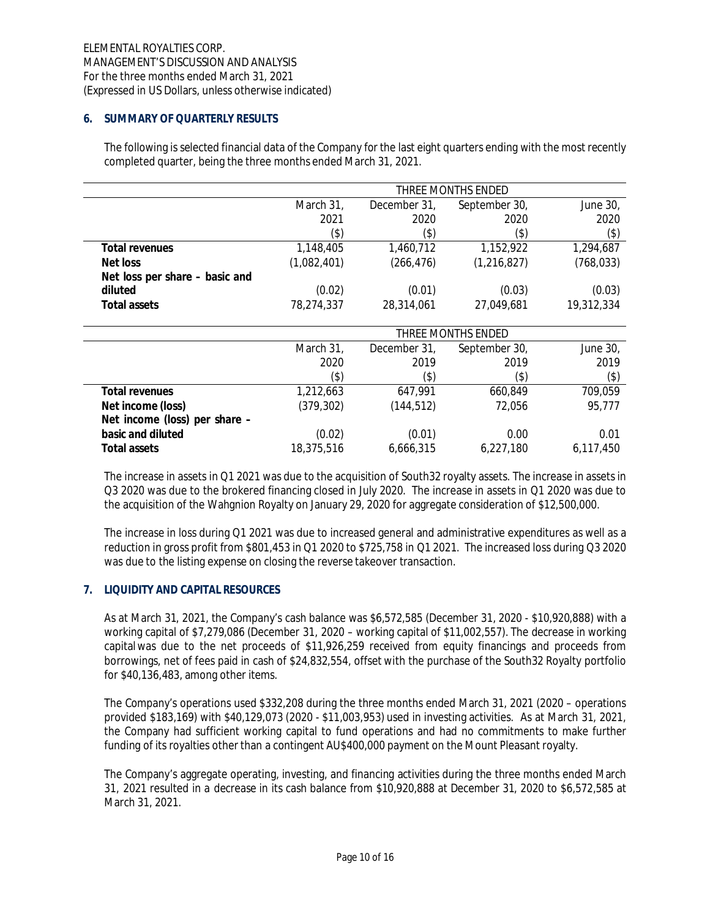## 6. SUMMARY OF QUARTERLY RESULTS

The following is selected financial data of the Company for the last eight quarters ending with the most recently completed quarter, being the three months ended March 31, 2021.

| | THREE MONTHS ENDED | | | |
|---|---|---|---|---|
| | March 31, 2021 ($) | December 31, 2020 ($) | September 30, 2020 ($) | June 30, 2020 ($) |
| **Total revenues** | 1,148,405 | 1,460,712 | 1,152,922 | 1,294,687 |
| **Net loss** | (1,082,401) | (266,476) | (1,216,827) | (768,033) |
| **Net loss per share – basic and diluted** | (0.02) | (0.01) | (0.03) | (0.03) |
| **Total assets** | 78,274,337 | 28,314,061 | 27,049,681 | 19,312,334 |

| | THREE MONTHS ENDED | | | |
|---|---|---|---|---|
| | March 31, 2020 ($) | December 31, 2019 ($) | September 30, 2019 ($) | June 30, 2019 ($) |
| **Total revenues** | 1,212,663 | 647,991 | 660,849 | 709,059 |
| **Net income (loss)** | (379,302) | (144,512) | 72,056 | 95,777 |
| **Net income (loss) per share – basic and diluted** | (0.02) | (0.01) | 0.00 | 0.01 |
| **Total assets** | 18,375,516 | 6,666,315 | 6,227,180 | 6,117,450 |

The increase in assets in Q1 2021 was due to the acquisition of South32 royalty assets. The increase in assets in Q3 2020 was due to the brokered financing closed in July 2020. The increase in assets in Q1 2020 was due to the acquisition of the Wahgnion Royalty on January 29, 2020 for aggregate consideration of $12,500,000.

The increase in loss during Q1 2021 was due to increased general and administrative expenditures as well as a reduction in gross profit from $801,453 in Q1 2020 to $725,758 in Q1 2021. The increased loss during Q3 2020 was due to the listing expense on closing the reverse takeover transaction.

## 7. LIQUIDITY AND CAPITAL RESOURCES

As at March 31, 2021, the Company's cash balance was $6,572,585 (December 31, 2020 - $10,920,888) with a working capital of $7,279,086 (December 31, 2020 – working capital of $11,002,557). The decrease in working capital was due to the net proceeds of $11,926,259 received from equity financings and proceeds from borrowings, net of fees paid in cash of $24,832,554, offset with the purchase of the South32 Royalty portfolio for $40,136,483, among other items.

The Company's operations used $332,208 during the three months ended March 31, 2021 (2020 – operations provided $183,169) with $40,129,073 (2020 - $11,003,953) used in investing activities. As at March 31, 2021, the Company had sufficient working capital to fund operations and had no commitments to make further funding of its royalties other than a contingent AU$400,000 payment on the Mount Pleasant royalty.

The Company's aggregate operating, investing, and financing activities during the three months ended March 31, 2021 resulted in a decrease in its cash balance from $10,920,888 at December 31, 2020 to $6,572,585 at March 31, 2021.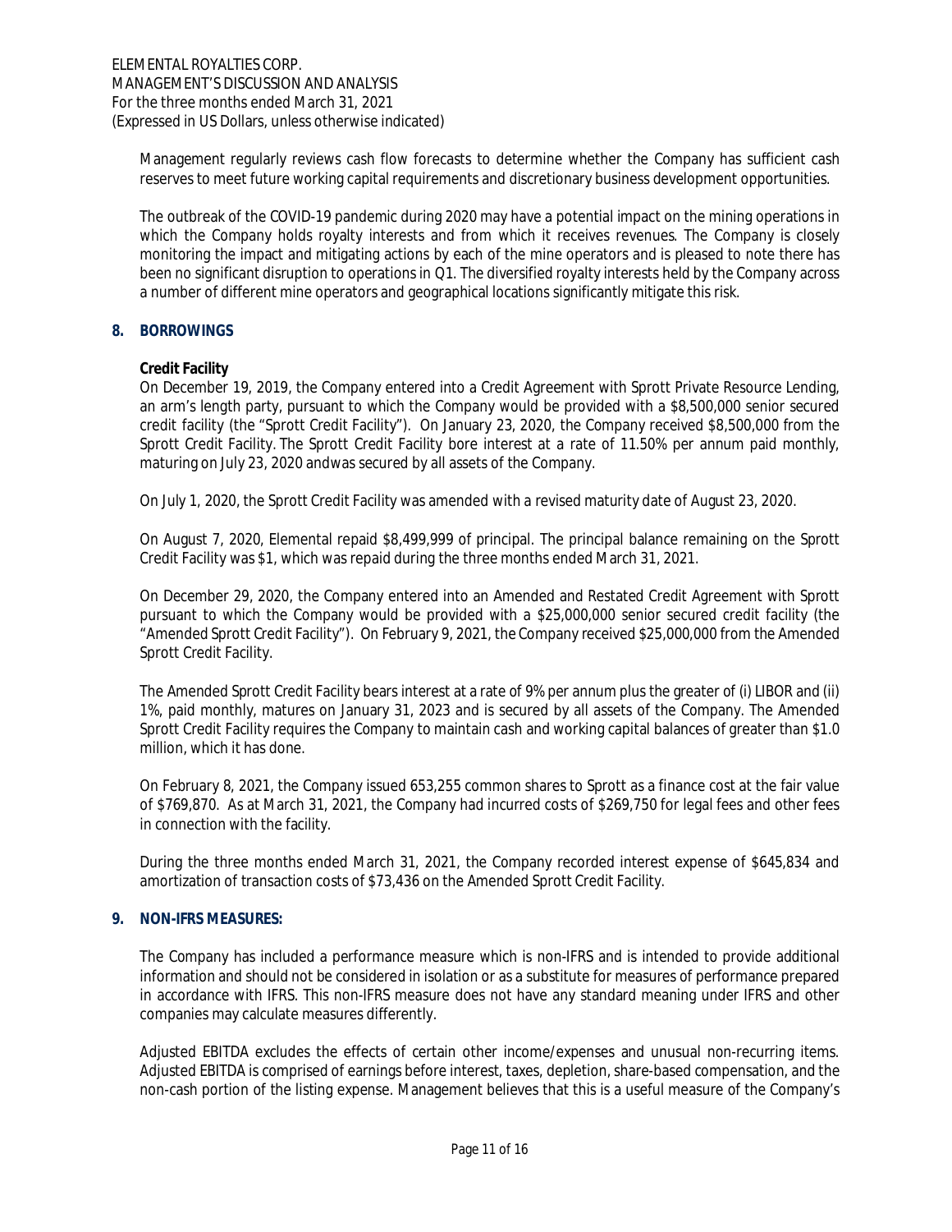Management regularly reviews cash flow forecasts to determine whether the Company has sufficient cash reserves to meet future working capital requirements and discretionary business development opportunities.

The outbreak of the COVID-19 pandemic during 2020 may have a potential impact on the mining operations in which the Company holds royalty interests and from which it receives revenues. The Company is closely monitoring the impact and mitigating actions by each of the mine operators and is pleased to note there has been no significant disruption to operations in Q1. The diversified royalty interests held by the Company across a number of different mine operators and geographical locations significantly mitigate this risk.

## 8. BORROWINGS

**Credit Facility**

On December 19, 2019, the Company entered into a Credit Agreement with Sprott Private Resource Lending, an arm's length party, pursuant to which the Company would be provided with a $8,500,000 senior secured credit facility (the "Sprott Credit Facility"). On January 23, 2020, the Company received $8,500,000 from the Sprott Credit Facility. The Sprott Credit Facility bore interest at a rate of 11.50% per annum paid monthly, maturing on July 23, 2020 andwas secured by all assets of the Company.

On July 1, 2020, the Sprott Credit Facility was amended with a revised maturity date of August 23, 2020.

On August 7, 2020, Elemental repaid $8,499,999 of principal. The principal balance remaining on the Sprott Credit Facility was $1, which was repaid during the three months ended March 31, 2021.

On December 29, 2020, the Company entered into an Amended and Restated Credit Agreement with Sprott pursuant to which the Company would be provided with a $25,000,000 senior secured credit facility (the "Amended Sprott Credit Facility"). On February 9, 2021, the Company received $25,000,000 from the Amended Sprott Credit Facility.

The Amended Sprott Credit Facility bears interest at a rate of 9% per annum plus the greater of (i) LIBOR and (ii) 1%, paid monthly, matures on January 31, 2023 and is secured by all assets of the Company. The Amended Sprott Credit Facility requires the Company to maintain cash and working capital balances of greater than $1.0 million, which it has done.

On February 8, 2021, the Company issued 653,255 common shares to Sprott as a finance cost at the fair value of $769,870. As at March 31, 2021, the Company had incurred costs of $269,750 for legal fees and other fees in connection with the facility.

During the three months ended March 31, 2021, the Company recorded interest expense of $645,834 and amortization of transaction costs of $73,436 on the Amended Sprott Credit Facility.

## 9. NON-IFRS MEASURES:

The Company has included a performance measure which is non-IFRS and is intended to provide additional information and should not be considered in isolation or as a substitute for measures of performance prepared in accordance with IFRS. This non-IFRS measure does not have any standard meaning under IFRS and other companies may calculate measures differently.

Adjusted EBITDA excludes the effects of certain other income/expenses and unusual non-recurring items. Adjusted EBITDA is comprised of earnings before interest, taxes, depletion, share-based compensation, and the non-cash portion of the listing expense. Management believes that this is a useful measure of the Company's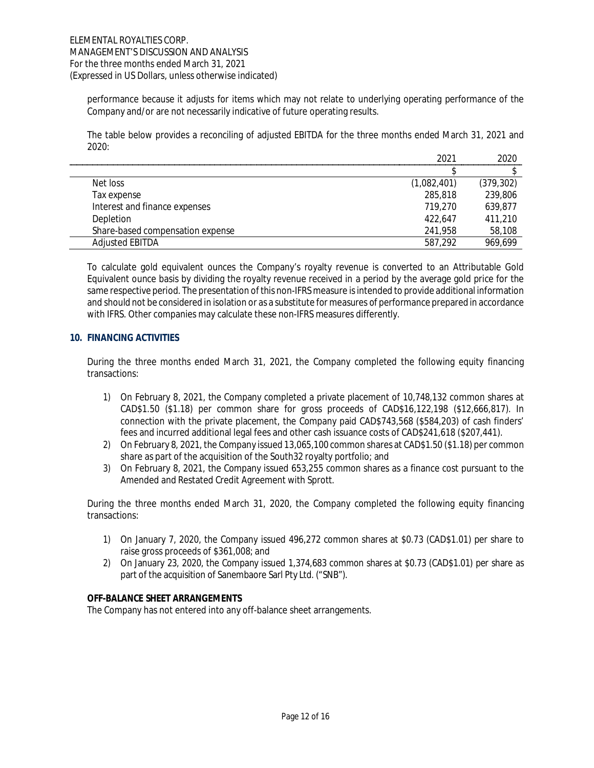performance because it adjusts for items which may not relate to underlying operating performance of the Company and/or are not necessarily indicative of future operating results.

The table below provides a reconciling of adjusted EBITDA for the three months ended March 31, 2021 and 2020:

| | 2021 | 2020 |
|---|---|---|
| | $ | $ |
| Net loss | (1,082,401) | (379,302) |
| Tax expense | 285,818 | 239,806 |
| Interest and finance expenses | 719,270 | 639,877 |
| Depletion | 422,647 | 411,210 |
| Share-based compensation expense | 241,958 | 58,108 |
| Adjusted EBITDA | 587,292 | 969,699 |

To calculate gold equivalent ounces the Company's royalty revenue is converted to an Attributable Gold Equivalent ounce basis by dividing the royalty revenue received in a period by the average gold price for the same respective period. The presentation of this non-IFRS measure is intended to provide additional information and should not be considered in isolation or as a substitute for measures of performance prepared in accordance with IFRS. Other companies may calculate these non-IFRS measures differently.

## 10. FINANCING ACTIVITIES

During the three months ended March 31, 2021, the Company completed the following equity financing transactions:

1) On February 8, 2021, the Company completed a private placement of 10,748,132 common shares at CAD$1.50 ($1.18) per common share for gross proceeds of CAD$16,122,198 ($12,666,817). In connection with the private placement, the Company paid CAD$743,568 ($584,203) of cash finders' fees and incurred additional legal fees and other cash issuance costs of CAD$241,618 ($207,441).
2) On February 8, 2021, the Company issued 13,065,100 common shares at CAD$1.50 ($1.18) per common share as part of the acquisition of the South32 royalty portfolio; and
3) On February 8, 2021, the Company issued 653,255 common shares as a finance cost pursuant to the Amended and Restated Credit Agreement with Sprott.

During the three months ended March 31, 2020, the Company completed the following equity financing transactions:

1) On January 7, 2020, the Company issued 496,272 common shares at $0.73 (CAD$1.01) per share to raise gross proceeds of $361,008; and
2) On January 23, 2020, the Company issued 1,374,683 common shares at $0.73 (CAD$1.01) per share as part of the acquisition of Sanembaore Sarl Pty Ltd. ("SNB").

### OFF-BALANCE SHEET ARRANGEMENTS

The Company has not entered into any off-balance sheet arrangements.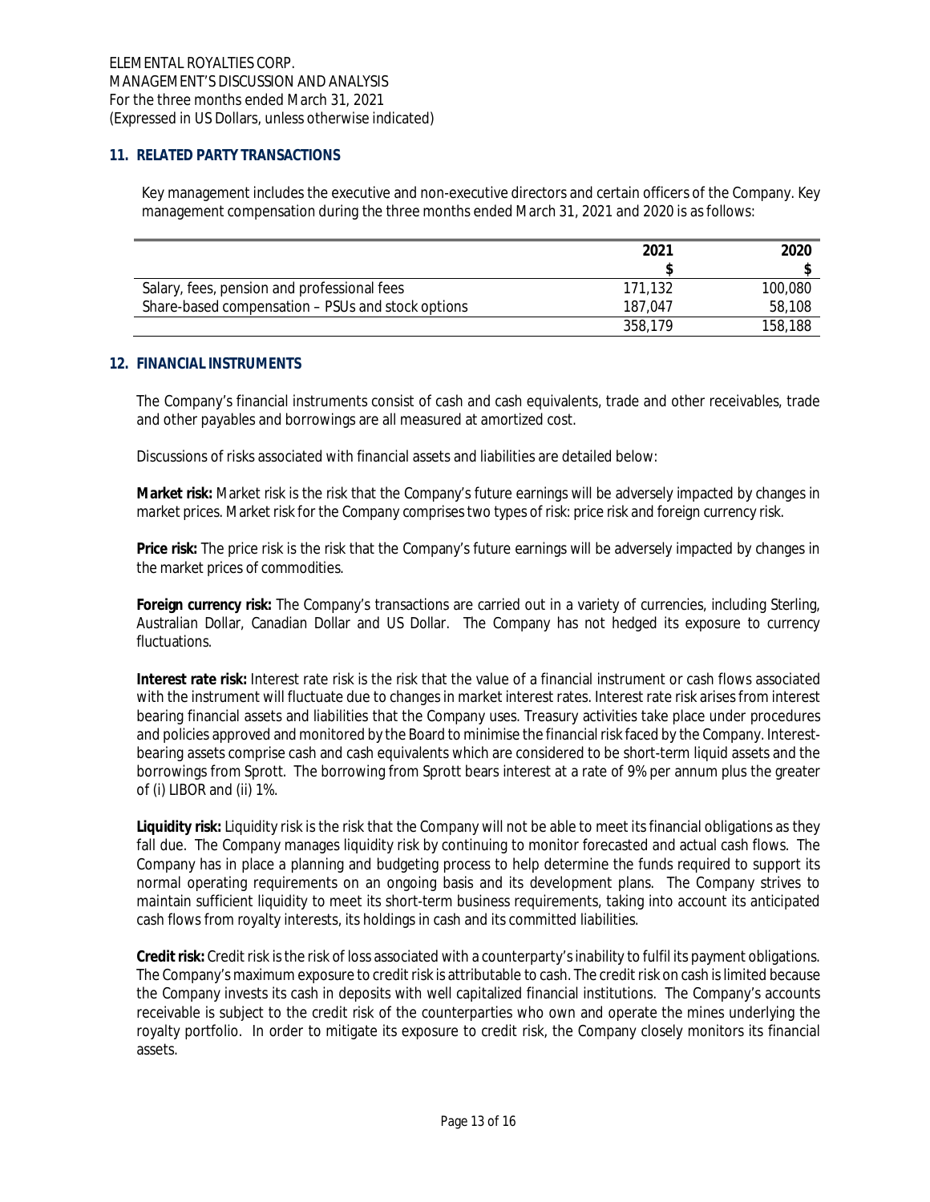## 11. RELATED PARTY TRANSACTIONS

Key management includes the executive and non-executive directors and certain officers of the Company. Key management compensation during the three months ended March 31, 2021 and 2020 is as follows:

| | 2021 | 2020 |
|---|---|---|
| | $ | $ |
| Salary, fees, pension and professional fees | 171,132 | 100,080 |
| Share-based compensation – PSUs and stock options | 187,047 | 58,108 |
| | 358,179 | 158,188 |

## 12. FINANCIAL INSTRUMENTS

The Company's financial instruments consist of cash and cash equivalents, trade and other receivables, trade and other payables and borrowings are all measured at amortized cost.

Discussions of risks associated with financial assets and liabilities are detailed below:

**Market risk:** Market risk is the risk that the Company's future earnings will be adversely impacted by changes in market prices. Market risk for the Company comprises two types of risk: price risk and foreign currency risk.

**Price risk:** The price risk is the risk that the Company's future earnings will be adversely impacted by changes in the market prices of commodities.

**Foreign currency risk:** The Company's transactions are carried out in a variety of currencies, including Sterling, Australian Dollar, Canadian Dollar and US Dollar. The Company has not hedged its exposure to currency fluctuations.

**Interest rate risk:** Interest rate risk is the risk that the value of a financial instrument or cash flows associated with the instrument will fluctuate due to changes in market interest rates. Interest rate risk arises from interest bearing financial assets and liabilities that the Company uses. Treasury activities take place under procedures and policies approved and monitored by the Board to minimise the financial risk faced by the Company. Interest-bearing assets comprise cash and cash equivalents which are considered to be short-term liquid assets and the borrowings from Sprott. The borrowing from Sprott bears interest at a rate of 9% per annum plus the greater of (i) LIBOR and (ii) 1%.

**Liquidity risk:** Liquidity risk is the risk that the Company will not be able to meet its financial obligations as they fall due. The Company manages liquidity risk by continuing to monitor forecasted and actual cash flows. The Company has in place a planning and budgeting process to help determine the funds required to support its normal operating requirements on an ongoing basis and its development plans. The Company strives to maintain sufficient liquidity to meet its short-term business requirements, taking into account its anticipated cash flows from royalty interests, its holdings in cash and its committed liabilities.

**Credit risk:** Credit risk is the risk of loss associated with a counterparty's inability to fulfil its payment obligations. The Company's maximum exposure to credit risk is attributable to cash. The credit risk on cash is limited because the Company invests its cash in deposits with well capitalized financial institutions. The Company's accounts receivable is subject to the credit risk of the counterparties who own and operate the mines underlying the royalty portfolio. In order to mitigate its exposure to credit risk, the Company closely monitors its financial assets.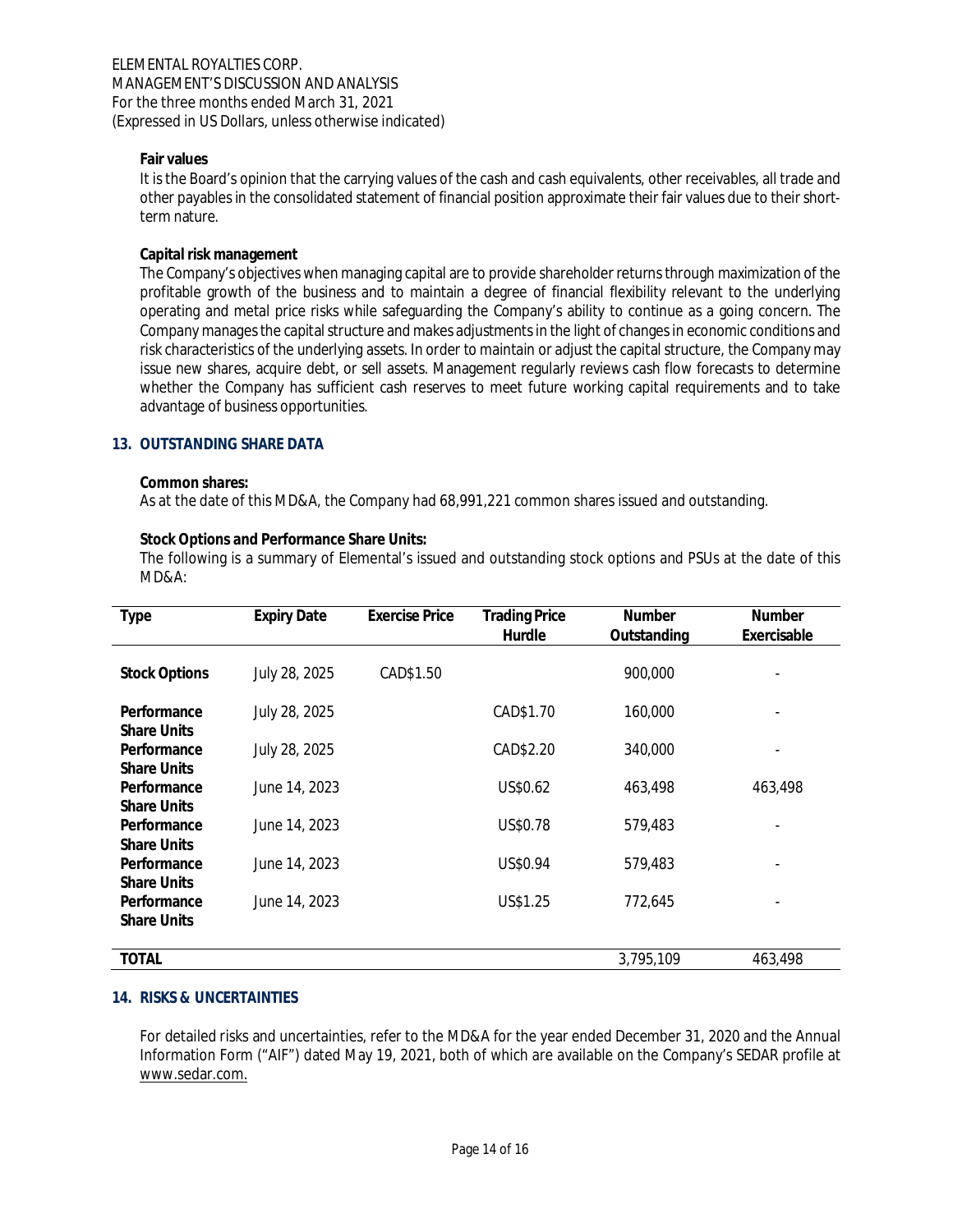**Fair values**

It is the Board's opinion that the carrying values of the cash and cash equivalents, other receivables, all trade and other payables in the consolidated statement of financial position approximate their fair values due to their short-term nature.

**Capital risk management**

The Company's objectives when managing capital are to provide shareholder returns through maximization of the profitable growth of the business and to maintain a degree of financial flexibility relevant to the underlying operating and metal price risks while safeguarding the Company's ability to continue as a going concern. The Company manages the capital structure and makes adjustments in the light of changes in economic conditions and risk characteristics of the underlying assets. In order to maintain or adjust the capital structure, the Company may issue new shares, acquire debt, or sell assets. Management regularly reviews cash flow forecasts to determine whether the Company has sufficient cash reserves to meet future working capital requirements and to take advantage of business opportunities.

## 13. OUTSTANDING SHARE DATA

**Common shares:**

As at the date of this MD&A, the Company had 68,991,221 common shares issued and outstanding.

**Stock Options and Performance Share Units:**

The following is a summary of Elemental's issued and outstanding stock options and PSUs at the date of this MD&A:

| Type | Expiry Date | Exercise Price | Trading Price Hurdle | Number Outstanding | Number Exercisable |
|---|---|---|---|---|---|
| **Stock Options** | July 28, 2025 | CAD$1.50 | | 900,000 | - |
| **Performance Share Units** | July 28, 2025 | | CAD$1.70 | 160,000 | - |
| **Performance Share Units** | July 28, 2025 | | CAD$2.20 | 340,000 | - |
| **Performance Share Units** | June 14, 2023 | | US$0.62 | 463,498 | 463,498 |
| **Performance Share Units** | June 14, 2023 | | US$0.78 | 579,483 | - |
| **Performance Share Units** | June 14, 2023 | | US$0.94 | 579,483 | - |
| **Performance Share Units** | June 14, 2023 | | US$1.25 | 772,645 | - |
| **TOTAL** | | | | 3,795,109 | 463,498 |

## 14. RISKS & UNCERTAINTIES

For detailed risks and uncertainties, refer to the MD&A for the year ended December 31, 2020 and the Annual Information Form ("AIF") dated May 19, 2021, both of which are available on the Company's SEDAR profile at www.sedar.com.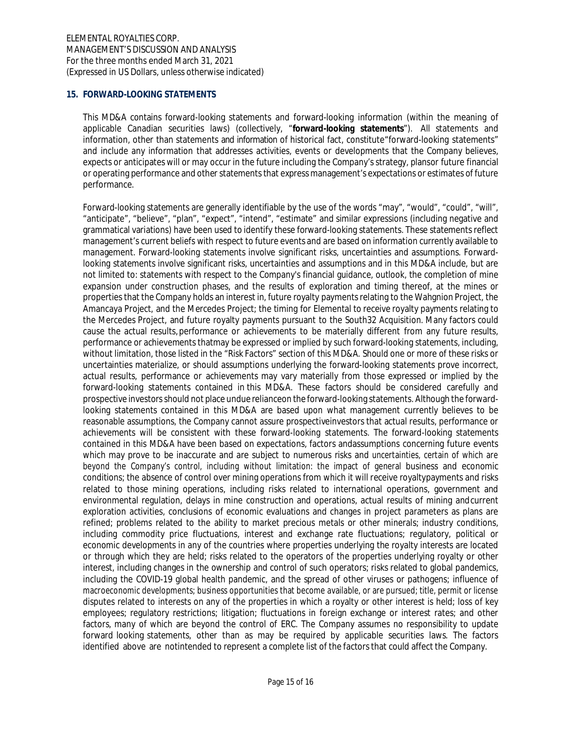## 15. FORWARD-LOOKING STATEMENTS

This MD&A contains forward-looking statements and forward-looking information (within the meaning of applicable Canadian securities laws) (collectively, "**forward-looking statements**"). All statements and information, other than statements and information of historical fact, constitute"forward-looking statements" and include any information that addresses activities, events or developments that the Company believes, expects or anticipates will or may occur in the future including the Company's strategy, plansor future financial or operating performance and other statements that express management's expectations or estimates of future performance.

Forward-looking statements are generally identifiable by the use of the words "may", "would", "could", "will", "anticipate", "believe", "plan", "expect", "intend", "estimate" and similar expressions (including negative and grammatical variations) have been used to identify these forward-looking statements. These statements reflect management's current beliefs with respect to future events and are based on information currently available to management. Forward-looking statements involve significant risks, uncertainties and assumptions. Forward-looking statements involve significant risks, uncertainties and assumptions and in this MD&A include, but are not limited to: statements with respect to the Company's financial guidance, outlook, the completion of mine expansion under construction phases, and the results of exploration and timing thereof, at the mines or properties that the Company holds an interest in, future royalty payments relating to the Wahgnion Project, the Amancaya Project, and the Mercedes Project; the timing for Elemental to receive royalty payments relating to the Mercedes Project, and future royalty payments pursuant to the South32 Acquisition. Many factors could cause the actual results, performance or achievements to be materially different from any future results, performance or achievements thatmay be expressed or implied by such forward-looking statements, including, without limitation, those listed in the "Risk Factors" section of this MD&A. Should one or more of these risks or uncertainties materialize, or should assumptions underlying the forward-looking statements prove incorrect, actual results, performance or achievements may vary materially from those expressed or implied by the forward-looking statements contained in this MD&A. These factors should be considered carefully and prospective investors should not place undue relianceon the forward-looking statements. Although the forward-looking statements contained in this MD&A are based upon what management currently believes to be reasonable assumptions, the Company cannot assure prospectiveinvestors that actual results, performance or achievements will be consistent with these forward-looking statements. The forward-looking statements contained in this MD&A have been based on expectations, factors andassumptions concerning future events which may prove to be inaccurate and are subject to numerous risks and uncertainties, certain of which are beyond the Company's control, including without limitation: the impact of general business and economic conditions; the absence of control over mining operations from which it will receive royaltypayments and risks related to those mining operations, including risks related to international operations, government and environmental regulation, delays in mine construction and operations, actual results of mining andcurrent exploration activities, conclusions of economic evaluations and changes in project parameters as plans are refined; problems related to the ability to market precious metals or other minerals; industry conditions, including commodity price fluctuations, interest and exchange rate fluctuations; regulatory, political or economic developments in any of the countries where properties underlying the royalty interests are located or through which they are held; risks related to the operators of the properties underlying royalty or other interest, including changes in the ownership and control of such operators; risks related to global pandemics, including the COVID-19 global health pandemic, and the spread of other viruses or pathogens; influence of macroeconomic developments; business opportunities that become available, or are pursued; title, permit or license disputes related to interests on any of the properties in which a royalty or other interest is held; loss of key employees; regulatory restrictions; litigation; fluctuations in foreign exchange or interest rates; and other factors, many of which are beyond the control of ERC. The Company assumes no responsibility to update forward looking statements, other than as may be required by applicable securities laws. The factors identified above are notintended to represent a complete list of the factors that could affect the Company.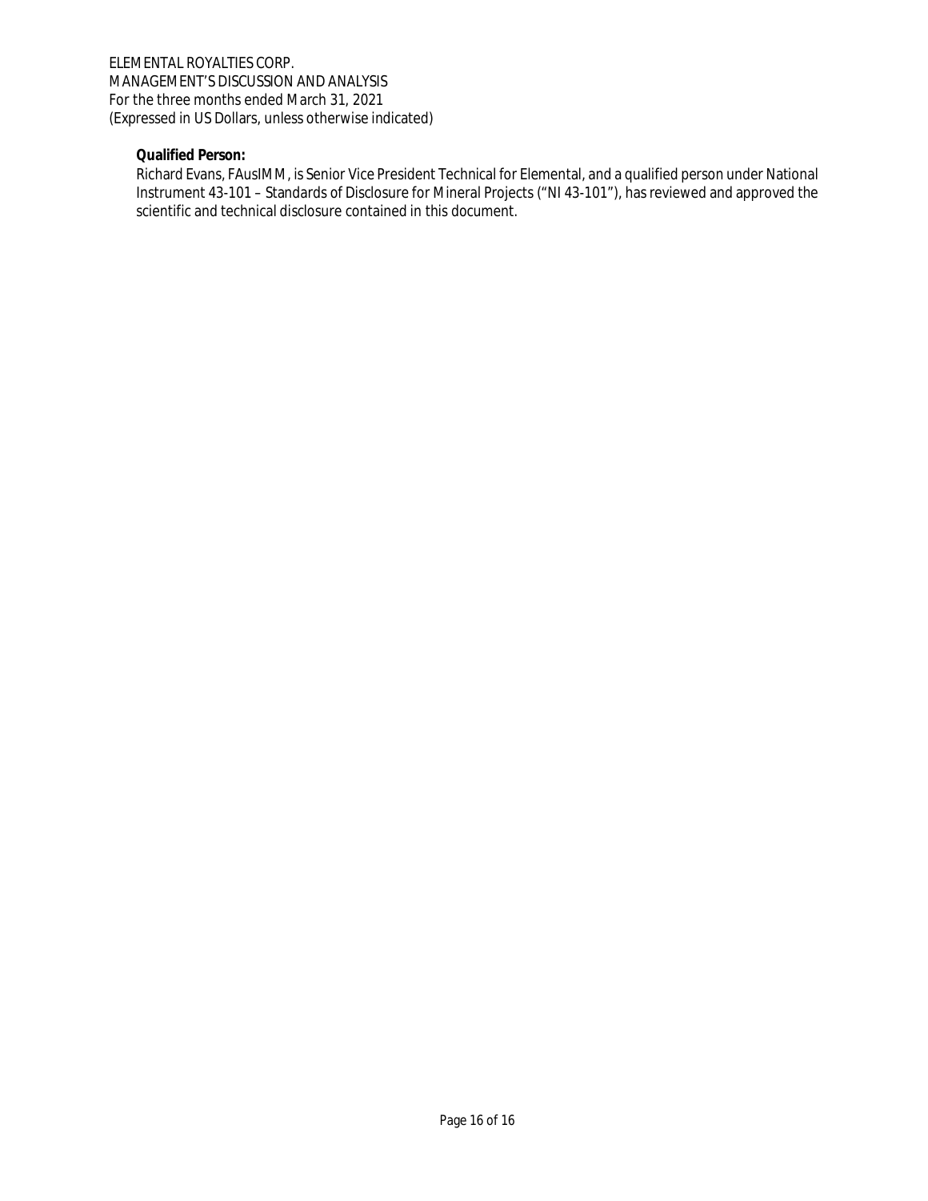**Qualified Person:**

Richard Evans, FAusIMM, is Senior Vice President Technical for Elemental, and a qualified person under National Instrument 43-101 – Standards of Disclosure for Mineral Projects ("NI 43-101"), has reviewed and approved the scientific and technical disclosure contained in this document.